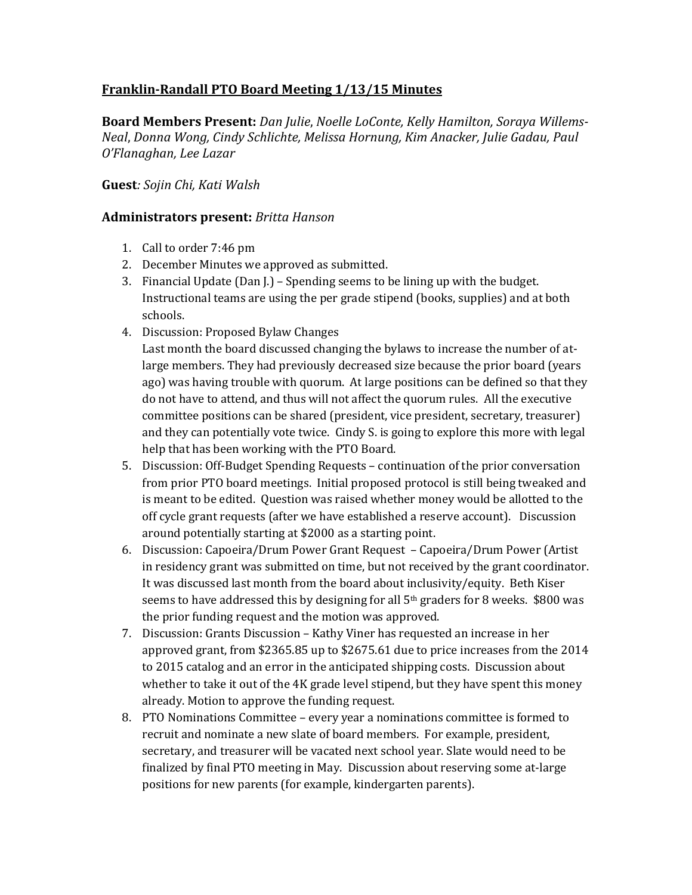**Franklin-Randall PTO Board Meeting 1/13/15 Minutes**

**Board Members Present:** *Dan Julie*, *Noelle LoConte, Kelly Hamilton, Soraya Willems-Neal*, *Donna Wong, Cindy Schlichte, Melissa Hornung, Kim Anacker, Julie Gadau, Paul O'Flanaghan, Lee Lazar*

**Guest***: Sojin Chi, Kati Walsh*

**Administrators present:** *Britta Hanson*

1. Call to order 7:46 pm
2. December Minutes we approved as submitted.
3. Financial Update (Dan J.) – Spending seems to be lining up with the budget. Instructional teams are using the per grade stipend (books, supplies) and at both schools.
4. Discussion: Proposed Bylaw Changes
   Last month the board discussed changing the bylaws to increase the number of at-large members. They had previously decreased size because the prior board (years ago) was having trouble with quorum. At large positions can be defined so that they do not have to attend, and thus will not affect the quorum rules. All the executive committee positions can be shared (president, vice president, secretary, treasurer) and they can potentially vote twice. Cindy S. is going to explore this more with legal help that has been working with the PTO Board.
5. Discussion: Off-Budget Spending Requests – continuation of the prior conversation from prior PTO board meetings. Initial proposed protocol is still being tweaked and is meant to be edited. Question was raised whether money would be allotted to the off cycle grant requests (after we have established a reserve account). Discussion around potentially starting at $2000 as a starting point.
6. Discussion: Capoeira/Drum Power Grant Request – Capoeira/Drum Power (Artist in residency grant was submitted on time, but not received by the grant coordinator. It was discussed last month from the board about inclusivity/equity. Beth Kiser seems to have addressed this by designing for all 5th graders for 8 weeks. $800 was the prior funding request and the motion was approved.
7. Discussion: Grants Discussion – Kathy Viner has requested an increase in her approved grant, from $2365.85 up to $2675.61 due to price increases from the 2014 to 2015 catalog and an error in the anticipated shipping costs. Discussion about whether to take it out of the 4K grade level stipend, but they have spent this money already. Motion to approve the funding request.
8. PTO Nominations Committee – every year a nominations committee is formed to recruit and nominate a new slate of board members. For example, president, secretary, and treasurer will be vacated next school year. Slate would need to be finalized by final PTO meeting in May. Discussion about reserving some at-large positions for new parents (for example, kindergarten parents).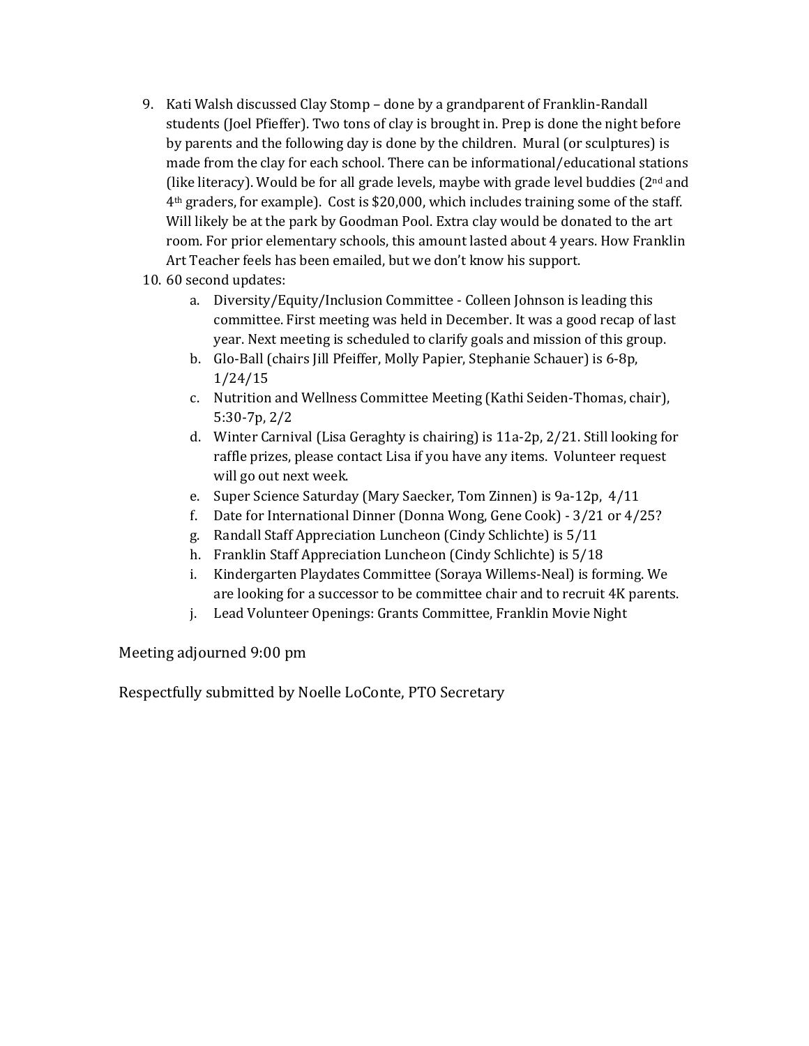9. Kati Walsh discussed Clay Stomp – done by a grandparent of Franklin-Randall students (Joel Pfieffer). Two tons of clay is brought in. Prep is done the night before by parents and the following day is done by the children. Mural (or sculptures) is made from the clay for each school. There can be informational/educational stations (like literacy). Would be for all grade levels, maybe with grade level buddies (2nd and 4th graders, for example). Cost is $20,000, which includes training some of the staff. Will likely be at the park by Goodman Pool. Extra clay would be donated to the art room. For prior elementary schools, this amount lasted about 4 years. How Franklin Art Teacher feels has been emailed, but we don't know his support.
10. 60 second updates:
    a. Diversity/Equity/Inclusion Committee - Colleen Johnson is leading this committee. First meeting was held in December. It was a good recap of last year. Next meeting is scheduled to clarify goals and mission of this group.
    b. Glo-Ball (chairs Jill Pfeiffer, Molly Papier, Stephanie Schauer) is 6-8p, 1/24/15
    c. Nutrition and Wellness Committee Meeting (Kathi Seiden-Thomas, chair), 5:30-7p, 2/2
    d. Winter Carnival (Lisa Geraghty is chairing) is 11a-2p, 2/21. Still looking for raffle prizes, please contact Lisa if you have any items. Volunteer request will go out next week.
    e. Super Science Saturday (Mary Saecker, Tom Zinnen) is 9a-12p, 4/11
    f. Date for International Dinner (Donna Wong, Gene Cook) - 3/21 or 4/25?
    g. Randall Staff Appreciation Luncheon (Cindy Schlichte) is 5/11
    h. Franklin Staff Appreciation Luncheon (Cindy Schlichte) is 5/18
    i. Kindergarten Playdates Committee (Soraya Willems-Neal) is forming. We are looking for a successor to be committee chair and to recruit 4K parents.
    j. Lead Volunteer Openings: Grants Committee, Franklin Movie Night

Meeting adjourned 9:00 pm

Respectfully submitted by Noelle LoConte, PTO Secretary